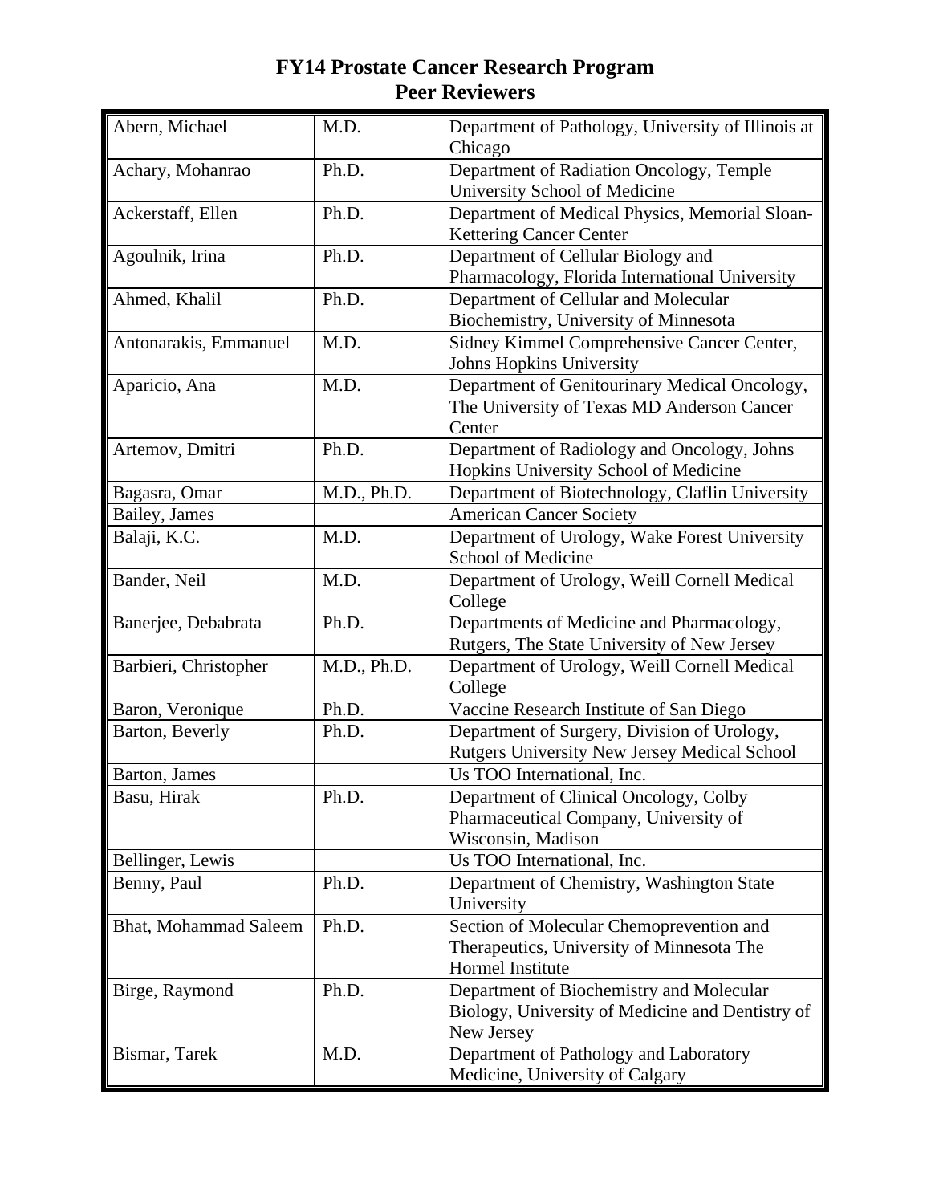# FY14 Prostate Cancer Research Program
## Peer Reviewers

| Name | Degree | Affiliation |
|---|---|---|
| Abern, Michael | M.D. | Department of Pathology, University of Illinois at Chicago |
| Achary, Mohanrao | Ph.D. | Department of Radiation Oncology, Temple University School of Medicine |
| Ackerstaff, Ellen | Ph.D. | Department of Medical Physics, Memorial Sloan-Kettering Cancer Center |
| Agoulnik, Irina | Ph.D. | Department of Cellular Biology and Pharmacology, Florida International University |
| Ahmed, Khalil | Ph.D. | Department of Cellular and Molecular Biochemistry, University of Minnesota |
| Antonarakis, Emmanuel | M.D. | Sidney Kimmel Comprehensive Cancer Center, Johns Hopkins University |
| Aparicio, Ana | M.D. | Department of Genitourinary Medical Oncology, The University of Texas MD Anderson Cancer Center |
| Artemov, Dmitri | Ph.D. | Department of Radiology and Oncology, Johns Hopkins University School of Medicine |
| Bagasra, Omar | M.D., Ph.D. | Department of Biotechnology, Claflin University |
| Bailey, James | | American Cancer Society |
| Balaji, K.C. | M.D. | Department of Urology, Wake Forest University School of Medicine |
| Bander, Neil | M.D. | Department of Urology, Weill Cornell Medical College |
| Banerjee, Debabrata | Ph.D. | Departments of Medicine and Pharmacology, Rutgers, The State University of New Jersey |
| Barbieri, Christopher | M.D., Ph.D. | Department of Urology, Weill Cornell Medical College |
| Baron, Veronique | Ph.D. | Vaccine Research Institute of San Diego |
| Barton, Beverly | Ph.D. | Department of Surgery, Division of Urology, Rutgers University New Jersey Medical School |
| Barton, James | | Us TOO International, Inc. |
| Basu, Hirak | Ph.D. | Department of Clinical Oncology, Colby Pharmaceutical Company, University of Wisconsin, Madison |
| Bellinger, Lewis | | Us TOO International, Inc. |
| Benny, Paul | Ph.D. | Department of Chemistry, Washington State University |
| Bhat, Mohammad Saleem | Ph.D. | Section of Molecular Chemoprevention and Therapeutics, University of Minnesota The Hormel Institute |
| Birge, Raymond | Ph.D. | Department of Biochemistry and Molecular Biology, University of Medicine and Dentistry of New Jersey |
| Bismar, Tarek | M.D. | Department of Pathology and Laboratory Medicine, University of Calgary |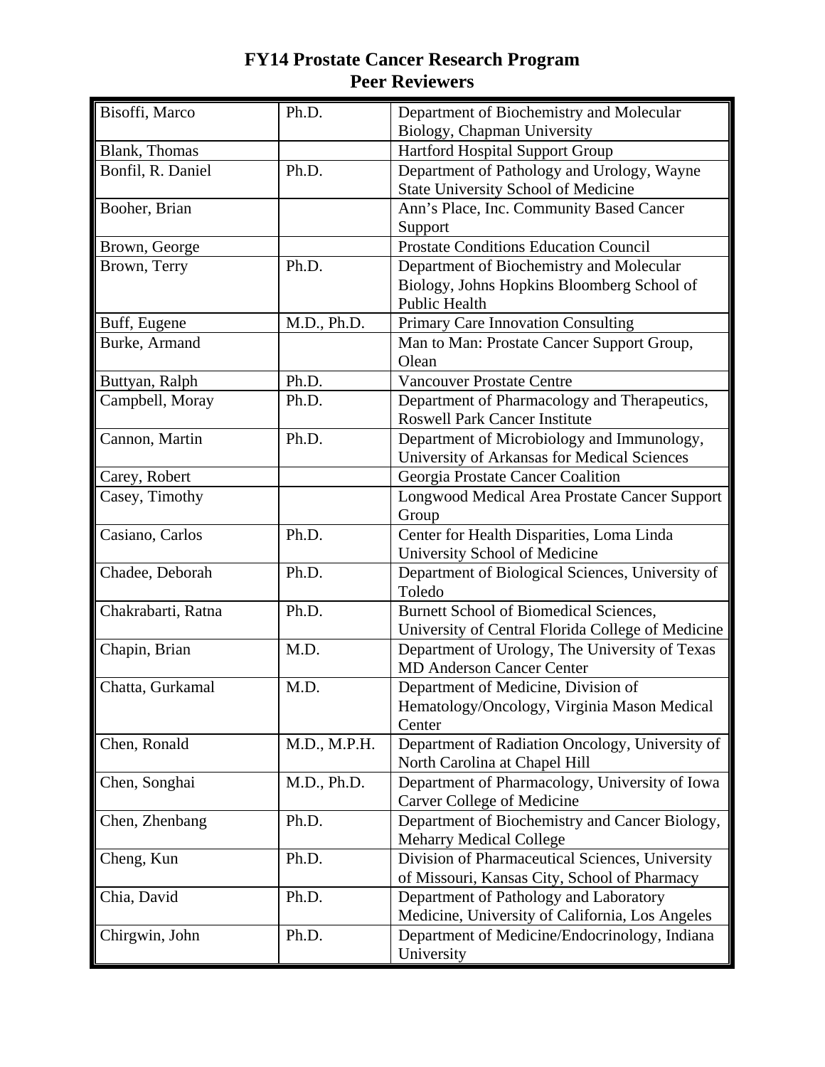# FY14 Prostate Cancer Research Program
# Peer Reviewers

| Name | Degree | Affiliation |
|---|---|---|
| Bisoffi, Marco | Ph.D. | Department of Biochemistry and Molecular Biology, Chapman University |
| Blank, Thomas | | Hartford Hospital Support Group |
| Bonfil, R. Daniel | Ph.D. | Department of Pathology and Urology, Wayne State University School of Medicine |
| Booher, Brian | | Ann's Place, Inc. Community Based Cancer Support |
| Brown, George | | Prostate Conditions Education Council |
| Brown, Terry | Ph.D. | Department of Biochemistry and Molecular Biology, Johns Hopkins Bloomberg School of Public Health |
| Buff, Eugene | M.D., Ph.D. | Primary Care Innovation Consulting |
| Burke, Armand | | Man to Man: Prostate Cancer Support Group, Olean |
| Buttyan, Ralph | Ph.D. | Vancouver Prostate Centre |
| Campbell, Moray | Ph.D. | Department of Pharmacology and Therapeutics, Roswell Park Cancer Institute |
| Cannon, Martin | Ph.D. | Department of Microbiology and Immunology, University of Arkansas for Medical Sciences |
| Carey, Robert | | Georgia Prostate Cancer Coalition |
| Casey, Timothy | | Longwood Medical Area Prostate Cancer Support Group |
| Casiano, Carlos | Ph.D. | Center for Health Disparities, Loma Linda University School of Medicine |
| Chadee, Deborah | Ph.D. | Department of Biological Sciences, University of Toledo |
| Chakrabarti, Ratna | Ph.D. | Burnett School of Biomedical Sciences, University of Central Florida College of Medicine |
| Chapin, Brian | M.D. | Department of Urology, The University of Texas MD Anderson Cancer Center |
| Chatta, Gurkamal | M.D. | Department of Medicine, Division of Hematology/Oncology, Virginia Mason Medical Center |
| Chen, Ronald | M.D., M.P.H. | Department of Radiation Oncology, University of North Carolina at Chapel Hill |
| Chen, Songhai | M.D., Ph.D. | Department of Pharmacology, University of Iowa Carver College of Medicine |
| Chen, Zhenbang | Ph.D. | Department of Biochemistry and Cancer Biology, Meharry Medical College |
| Cheng, Kun | Ph.D. | Division of Pharmaceutical Sciences, University of Missouri, Kansas City, School of Pharmacy |
| Chia, David | Ph.D. | Department of Pathology and Laboratory Medicine, University of California, Los Angeles |
| Chirgwin, John | Ph.D. | Department of Medicine/Endocrinology, Indiana University |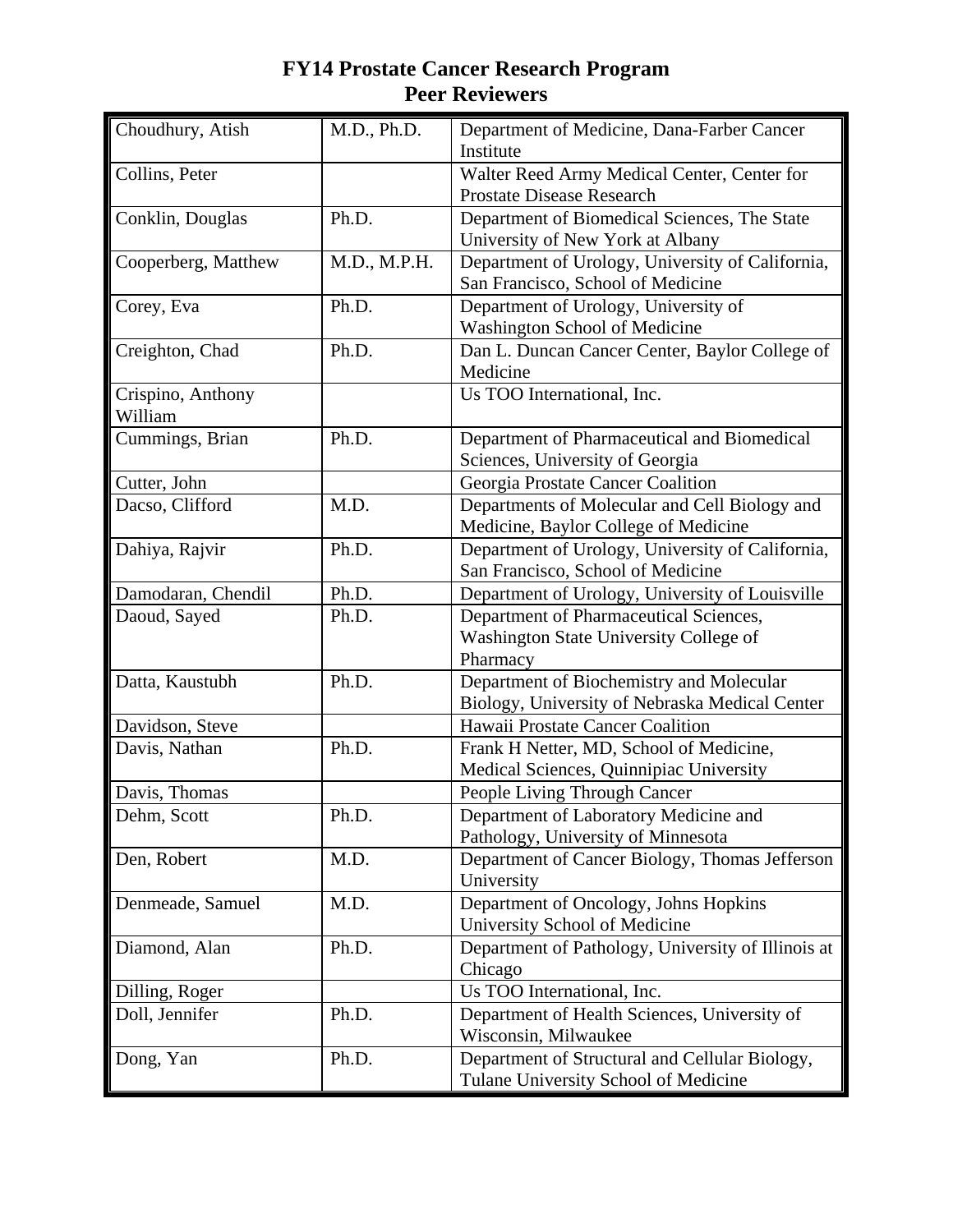# FY14 Prostate Cancer Research Program
## Peer Reviewers

| Name | Degree | Affiliation |
|---|---|---|
| Choudhury, Atish | M.D., Ph.D. | Department of Medicine, Dana-Farber Cancer Institute |
| Collins, Peter | | Walter Reed Army Medical Center, Center for Prostate Disease Research |
| Conklin, Douglas | Ph.D. | Department of Biomedical Sciences, The State University of New York at Albany |
| Cooperberg, Matthew | M.D., M.P.H. | Department of Urology, University of California, San Francisco, School of Medicine |
| Corey, Eva | Ph.D. | Department of Urology, University of Washington School of Medicine |
| Creighton, Chad | Ph.D. | Dan L. Duncan Cancer Center, Baylor College of Medicine |
| Crispino, Anthony William | | Us TOO International, Inc. |
| Cummings, Brian | Ph.D. | Department of Pharmaceutical and Biomedical Sciences, University of Georgia |
| Cutter, John | | Georgia Prostate Cancer Coalition |
| Dacso, Clifford | M.D. | Departments of Molecular and Cell Biology and Medicine, Baylor College of Medicine |
| Dahiya, Rajvir | Ph.D. | Department of Urology, University of California, San Francisco, School of Medicine |
| Damodaran, Chendil | Ph.D. | Department of Urology, University of Louisville |
| Daoud, Sayed | Ph.D. | Department of Pharmaceutical Sciences, Washington State University College of Pharmacy |
| Datta, Kaustubh | Ph.D. | Department of Biochemistry and Molecular Biology, University of Nebraska Medical Center |
| Davidson, Steve | | Hawaii Prostate Cancer Coalition |
| Davis, Nathan | Ph.D. | Frank H Netter, MD, School of Medicine, Medical Sciences, Quinnipiac University |
| Davis, Thomas | | People Living Through Cancer |
| Dehm, Scott | Ph.D. | Department of Laboratory Medicine and Pathology, University of Minnesota |
| Den, Robert | M.D. | Department of Cancer Biology, Thomas Jefferson University |
| Denmeade, Samuel | M.D. | Department of Oncology, Johns Hopkins University School of Medicine |
| Diamond, Alan | Ph.D. | Department of Pathology, University of Illinois at Chicago |
| Dilling, Roger | | Us TOO International, Inc. |
| Doll, Jennifer | Ph.D. | Department of Health Sciences, University of Wisconsin, Milwaukee |
| Dong, Yan | Ph.D. | Department of Structural and Cellular Biology, Tulane University School of Medicine |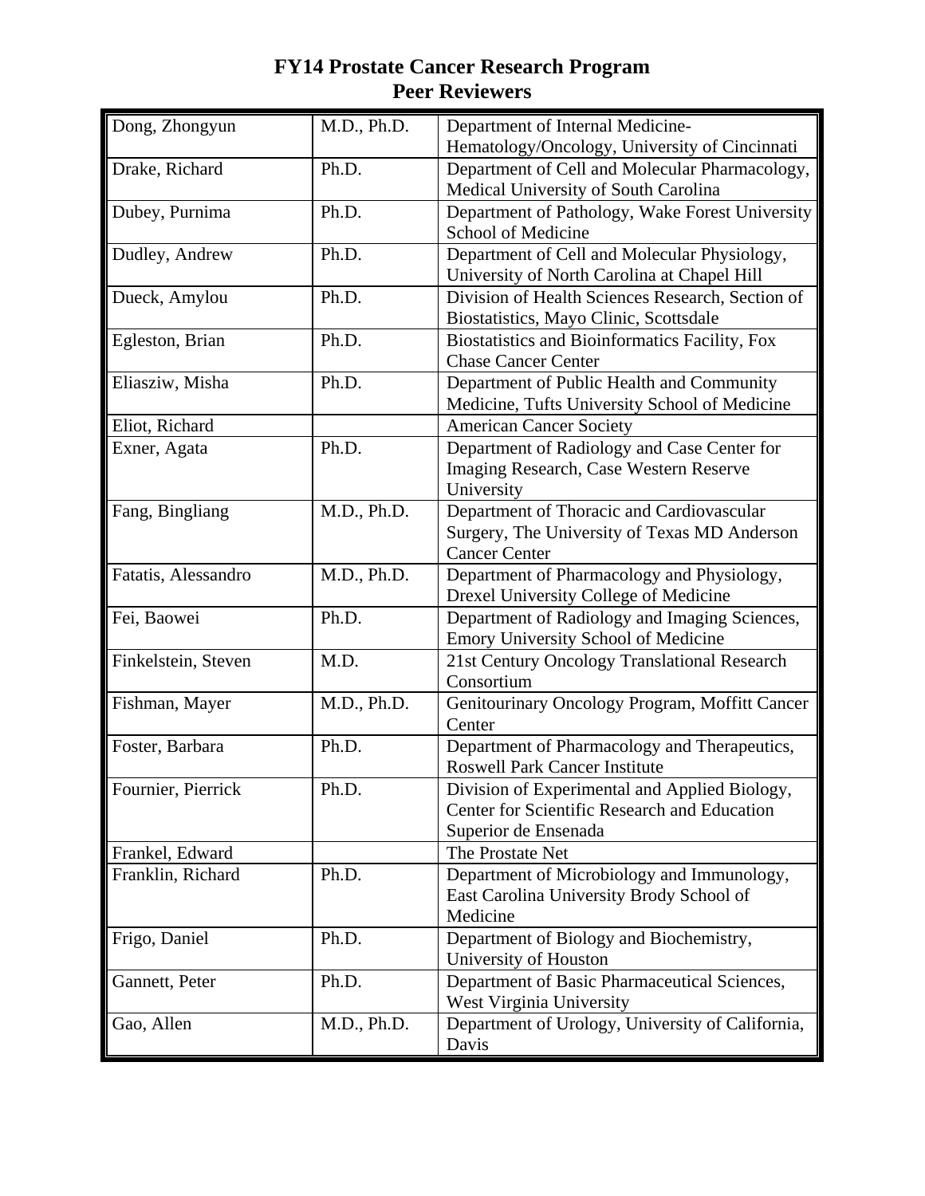# FY14 Prostate Cancer Research Program
# Peer Reviewers

| Name | Degree | Affiliation |
|---|---|---|
| Dong, Zhongyun | M.D., Ph.D. | Department of Internal Medicine-Hematology/Oncology, University of Cincinnati |
| Drake, Richard | Ph.D. | Department of Cell and Molecular Pharmacology, Medical University of South Carolina |
| Dubey, Purnima | Ph.D. | Department of Pathology, Wake Forest University School of Medicine |
| Dudley, Andrew | Ph.D. | Department of Cell and Molecular Physiology, University of North Carolina at Chapel Hill |
| Dueck, Amylou | Ph.D. | Division of Health Sciences Research, Section of Biostatistics, Mayo Clinic, Scottsdale |
| Egleston, Brian | Ph.D. | Biostatistics and Bioinformatics Facility, Fox Chase Cancer Center |
| Eliasziw, Misha | Ph.D. | Department of Public Health and Community Medicine, Tufts University School of Medicine |
| Eliot, Richard | | American Cancer Society |
| Exner, Agata | Ph.D. | Department of Radiology and Case Center for Imaging Research, Case Western Reserve University |
| Fang, Bingliang | M.D., Ph.D. | Department of Thoracic and Cardiovascular Surgery, The University of Texas MD Anderson Cancer Center |
| Fatatis, Alessandro | M.D., Ph.D. | Department of Pharmacology and Physiology, Drexel University College of Medicine |
| Fei, Baowei | Ph.D. | Department of Radiology and Imaging Sciences, Emory University School of Medicine |
| Finkelstein, Steven | M.D. | 21st Century Oncology Translational Research Consortium |
| Fishman, Mayer | M.D., Ph.D. | Genitourinary Oncology Program, Moffitt Cancer Center |
| Foster, Barbara | Ph.D. | Department of Pharmacology and Therapeutics, Roswell Park Cancer Institute |
| Fournier, Pierrick | Ph.D. | Division of Experimental and Applied Biology, Center for Scientific Research and Education Superior de Ensenada |
| Frankel, Edward | | The Prostate Net |
| Franklin, Richard | Ph.D. | Department of Microbiology and Immunology, East Carolina University Brody School of Medicine |
| Frigo, Daniel | Ph.D. | Department of Biology and Biochemistry, University of Houston |
| Gannett, Peter | Ph.D. | Department of Basic Pharmaceutical Sciences, West Virginia University |
| Gao, Allen | M.D., Ph.D. | Department of Urology, University of California, Davis |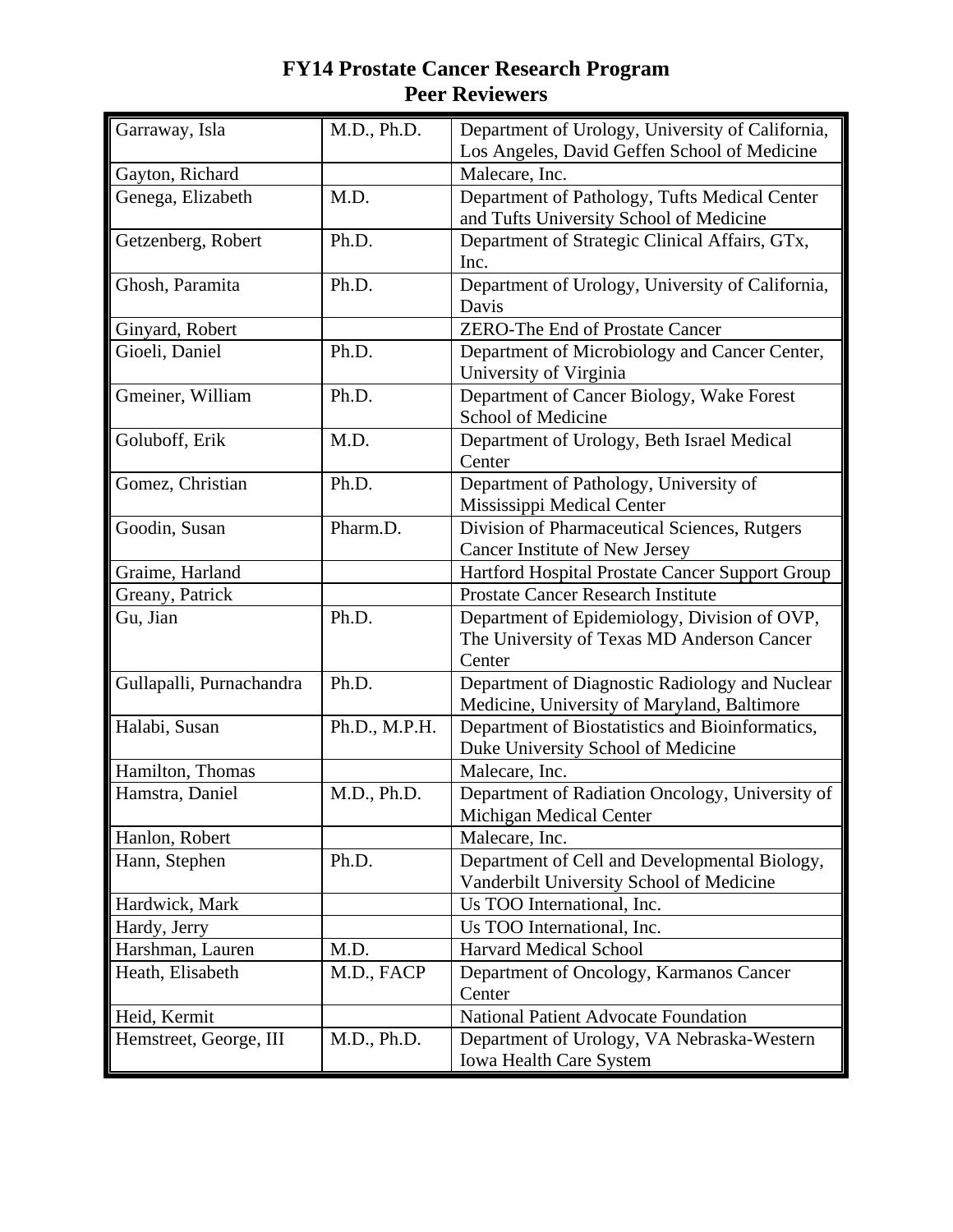# FY14 Prostate Cancer Research Program
## Peer Reviewers

| | | |
|---|---|---|
| Garraway, Isla | M.D., Ph.D. | Department of Urology, University of California, Los Angeles, David Geffen School of Medicine |
| Gayton, Richard | | Malecare, Inc. |
| Genega, Elizabeth | M.D. | Department of Pathology, Tufts Medical Center and Tufts University School of Medicine |
| Getzenberg, Robert | Ph.D. | Department of Strategic Clinical Affairs, GTx, Inc. |
| Ghosh, Paramita | Ph.D. | Department of Urology, University of California, Davis |
| Ginyard, Robert | | ZERO-The End of Prostate Cancer |
| Gioeli, Daniel | Ph.D. | Department of Microbiology and Cancer Center, University of Virginia |
| Gmeiner, William | Ph.D. | Department of Cancer Biology, Wake Forest School of Medicine |
| Goluboff, Erik | M.D. | Department of Urology, Beth Israel Medical Center |
| Gomez, Christian | Ph.D. | Department of Pathology, University of Mississippi Medical Center |
| Goodin, Susan | Pharm.D. | Division of Pharmaceutical Sciences, Rutgers Cancer Institute of New Jersey |
| Graime, Harland | | Hartford Hospital Prostate Cancer Support Group |
| Greany, Patrick | | Prostate Cancer Research Institute |
| Gu, Jian | Ph.D. | Department of Epidemiology, Division of OVP, The University of Texas MD Anderson Cancer Center |
| Gullapalli, Purnachandra | Ph.D. | Department of Diagnostic Radiology and Nuclear Medicine, University of Maryland, Baltimore |
| Halabi, Susan | Ph.D., M.P.H. | Department of Biostatistics and Bioinformatics, Duke University School of Medicine |
| Hamilton, Thomas | | Malecare, Inc. |
| Hamstra, Daniel | M.D., Ph.D. | Department of Radiation Oncology, University of Michigan Medical Center |
| Hanlon, Robert | | Malecare, Inc. |
| Hann, Stephen | Ph.D. | Department of Cell and Developmental Biology, Vanderbilt University School of Medicine |
| Hardwick, Mark | | Us TOO International, Inc. |
| Hardy, Jerry | | Us TOO International, Inc. |
| Harshman, Lauren | M.D. | Harvard Medical School |
| Heath, Elisabeth | M.D., FACP | Department of Oncology, Karmanos Cancer Center |
| Heid, Kermit | | National Patient Advocate Foundation |
| Hemstreet, George, III | M.D., Ph.D. | Department of Urology, VA Nebraska-Western Iowa Health Care System |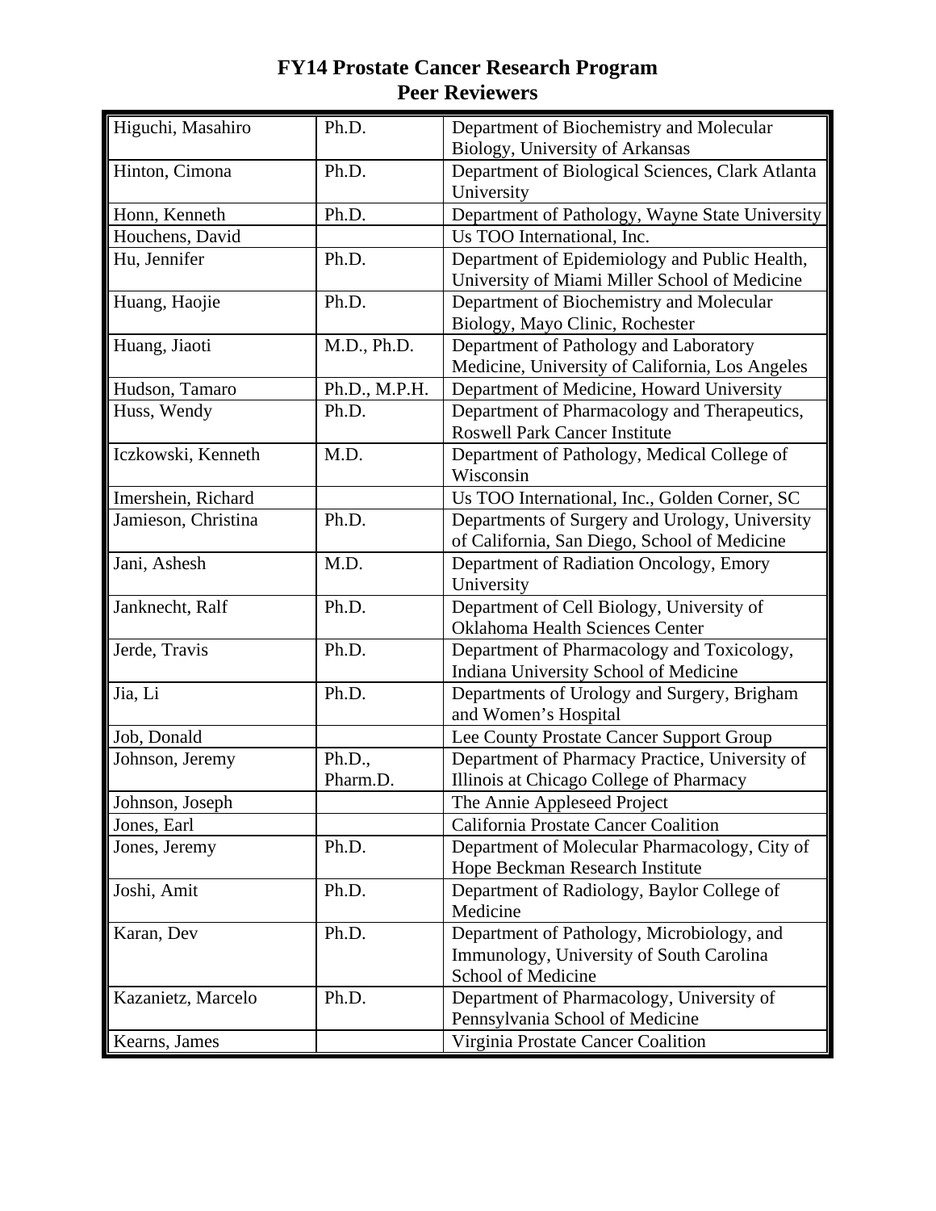# FY14 Prostate Cancer Research Program
## Peer Reviewers

| Name | Degree | Affiliation |
|---|---|---|
| Higuchi, Masahiro | Ph.D. | Department of Biochemistry and Molecular Biology, University of Arkansas |
| Hinton, Cimona | Ph.D. | Department of Biological Sciences, Clark Atlanta University |
| Honn, Kenneth | Ph.D. | Department of Pathology, Wayne State University |
| Houchens, David | | Us TOO International, Inc. |
| Hu, Jennifer | Ph.D. | Department of Epidemiology and Public Health, University of Miami Miller School of Medicine |
| Huang, Haojie | Ph.D. | Department of Biochemistry and Molecular Biology, Mayo Clinic, Rochester |
| Huang, Jiaoti | M.D., Ph.D. | Department of Pathology and Laboratory Medicine, University of California, Los Angeles |
| Hudson, Tamaro | Ph.D., M.P.H. | Department of Medicine, Howard University |
| Huss, Wendy | Ph.D. | Department of Pharmacology and Therapeutics, Roswell Park Cancer Institute |
| Iczkowski, Kenneth | M.D. | Department of Pathology, Medical College of Wisconsin |
| Imershein, Richard | | Us TOO International, Inc., Golden Corner, SC |
| Jamieson, Christina | Ph.D. | Departments of Surgery and Urology, University of California, San Diego, School of Medicine |
| Jani, Ashesh | M.D. | Department of Radiation Oncology, Emory University |
| Janknecht, Ralf | Ph.D. | Department of Cell Biology, University of Oklahoma Health Sciences Center |
| Jerde, Travis | Ph.D. | Department of Pharmacology and Toxicology, Indiana University School of Medicine |
| Jia, Li | Ph.D. | Departments of Urology and Surgery, Brigham and Women's Hospital |
| Job, Donald | | Lee County Prostate Cancer Support Group |
| Johnson, Jeremy | Ph.D., Pharm.D. | Department of Pharmacy Practice, University of Illinois at Chicago College of Pharmacy |
| Johnson, Joseph | | The Annie Appleseed Project |
| Jones, Earl | | California Prostate Cancer Coalition |
| Jones, Jeremy | Ph.D. | Department of Molecular Pharmacology, City of Hope Beckman Research Institute |
| Joshi, Amit | Ph.D. | Department of Radiology, Baylor College of Medicine |
| Karan, Dev | Ph.D. | Department of Pathology, Microbiology, and Immunology, University of South Carolina School of Medicine |
| Kazanietz, Marcelo | Ph.D. | Department of Pharmacology, University of Pennsylvania School of Medicine |
| Kearns, James | | Virginia Prostate Cancer Coalition |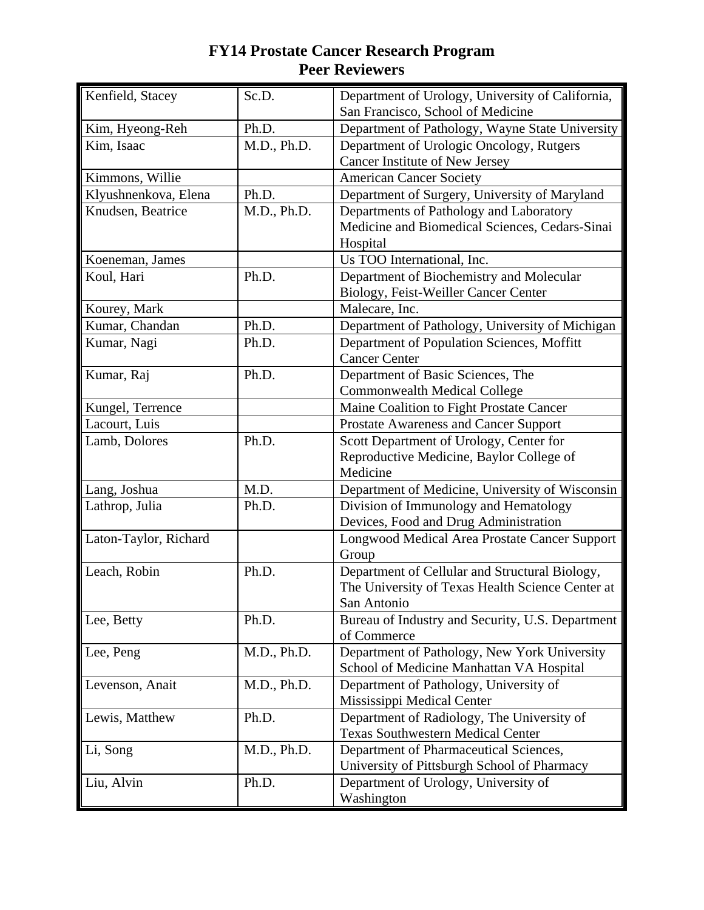# FY14 Prostate Cancer Research Program
## Peer Reviewers

| | | |
|---|---|---|
| Kenfield, Stacey | Sc.D. | Department of Urology, University of California, San Francisco, School of Medicine |
| Kim, Hyeong-Reh | Ph.D. | Department of Pathology, Wayne State University |
| Kim, Isaac | M.D., Ph.D. | Department of Urologic Oncology, Rutgers Cancer Institute of New Jersey |
| Kimmons, Willie | | American Cancer Society |
| Klyushnenkova, Elena | Ph.D. | Department of Surgery, University of Maryland |
| Knudsen, Beatrice | M.D., Ph.D. | Departments of Pathology and Laboratory Medicine and Biomedical Sciences, Cedars-Sinai Hospital |
| Koeneman, James | | Us TOO International, Inc. |
| Koul, Hari | Ph.D. | Department of Biochemistry and Molecular Biology, Feist-Weiller Cancer Center |
| Kourey, Mark | | Malecare, Inc. |
| Kumar, Chandan | Ph.D. | Department of Pathology, University of Michigan |
| Kumar, Nagi | Ph.D. | Department of Population Sciences, Moffitt Cancer Center |
| Kumar, Raj | Ph.D. | Department of Basic Sciences, The Commonwealth Medical College |
| Kungel, Terrence | | Maine Coalition to Fight Prostate Cancer |
| Lacourt, Luis | | Prostate Awareness and Cancer Support |
| Lamb, Dolores | Ph.D. | Scott Department of Urology, Center for Reproductive Medicine, Baylor College of Medicine |
| Lang, Joshua | M.D. | Department of Medicine, University of Wisconsin |
| Lathrop, Julia | Ph.D. | Division of Immunology and Hematology Devices, Food and Drug Administration |
| Laton-Taylor, Richard | | Longwood Medical Area Prostate Cancer Support Group |
| Leach, Robin | Ph.D. | Department of Cellular and Structural Biology, The University of Texas Health Science Center at San Antonio |
| Lee, Betty | Ph.D. | Bureau of Industry and Security, U.S. Department of Commerce |
| Lee, Peng | M.D., Ph.D. | Department of Pathology, New York University School of Medicine Manhattan VA Hospital |
| Levenson, Anait | M.D., Ph.D. | Department of Pathology, University of Mississippi Medical Center |
| Lewis, Matthew | Ph.D. | Department of Radiology, The University of Texas Southwestern Medical Center |
| Li, Song | M.D., Ph.D. | Department of Pharmaceutical Sciences, University of Pittsburgh School of Pharmacy |
| Liu, Alvin | Ph.D. | Department of Urology, University of Washington |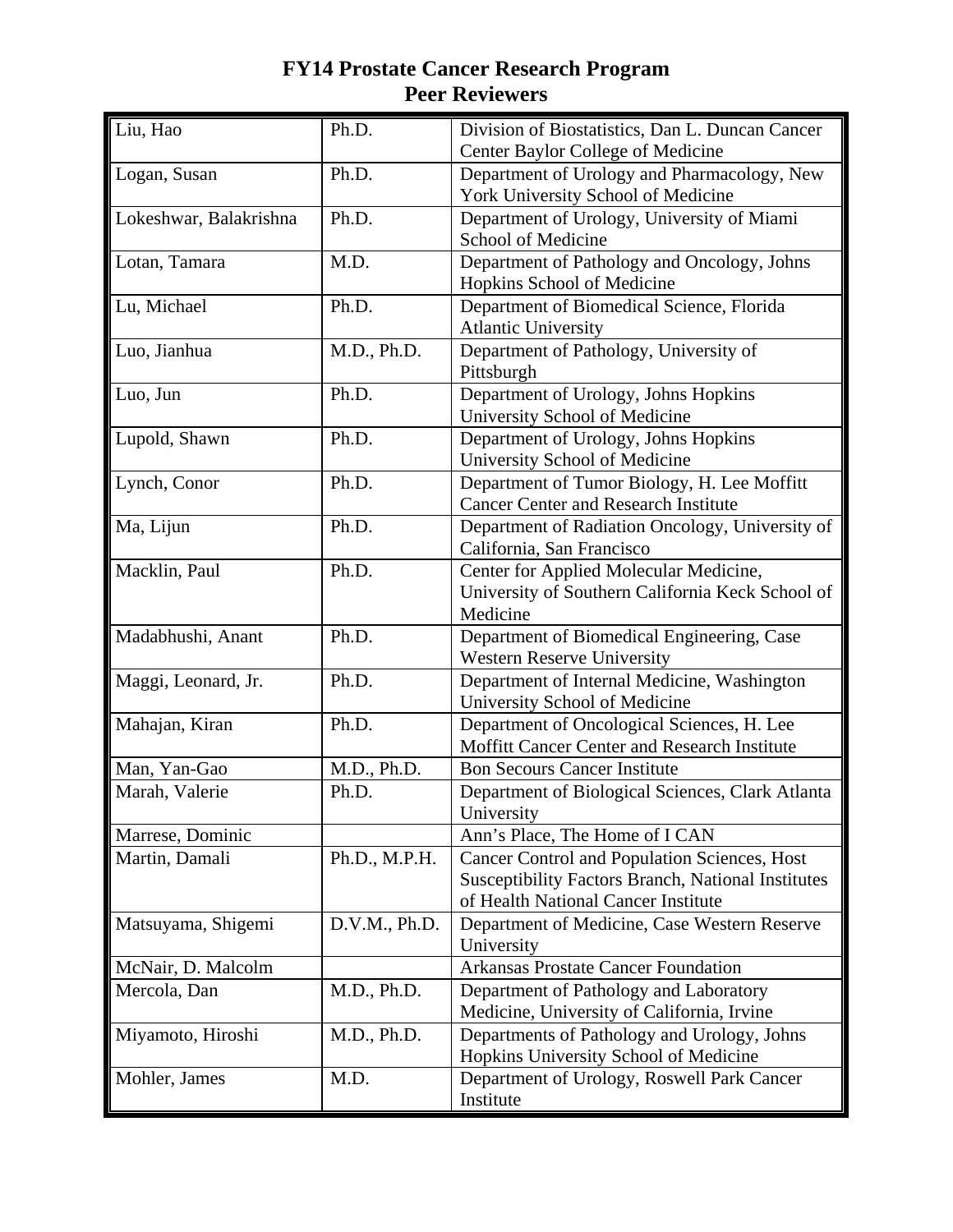# FY14 Prostate Cancer Research Program
# Peer Reviewers

| Name | Degree | Affiliation |
|---|---|---|
| Liu, Hao | Ph.D. | Division of Biostatistics, Dan L. Duncan Cancer Center Baylor College of Medicine |
| Logan, Susan | Ph.D. | Department of Urology and Pharmacology, New York University School of Medicine |
| Lokeshwar, Balakrishna | Ph.D. | Department of Urology, University of Miami School of Medicine |
| Lotan, Tamara | M.D. | Department of Pathology and Oncology, Johns Hopkins School of Medicine |
| Lu, Michael | Ph.D. | Department of Biomedical Science, Florida Atlantic University |
| Luo, Jianhua | M.D., Ph.D. | Department of Pathology, University of Pittsburgh |
| Luo, Jun | Ph.D. | Department of Urology, Johns Hopkins University School of Medicine |
| Lupold, Shawn | Ph.D. | Department of Urology, Johns Hopkins University School of Medicine |
| Lynch, Conor | Ph.D. | Department of Tumor Biology, H. Lee Moffitt Cancer Center and Research Institute |
| Ma, Lijun | Ph.D. | Department of Radiation Oncology, University of California, San Francisco |
| Macklin, Paul | Ph.D. | Center for Applied Molecular Medicine, University of Southern California Keck School of Medicine |
| Madabhushi, Anant | Ph.D. | Department of Biomedical Engineering, Case Western Reserve University |
| Maggi, Leonard, Jr. | Ph.D. | Department of Internal Medicine, Washington University School of Medicine |
| Mahajan, Kiran | Ph.D. | Department of Oncological Sciences, H. Lee Moffitt Cancer Center and Research Institute |
| Man, Yan-Gao | M.D., Ph.D. | Bon Secours Cancer Institute |
| Marah, Valerie | Ph.D. | Department of Biological Sciences, Clark Atlanta University |
| Marrese, Dominic | | Ann's Place, The Home of I CAN |
| Martin, Damali | Ph.D., M.P.H. | Cancer Control and Population Sciences, Host Susceptibility Factors Branch, National Institutes of Health National Cancer Institute |
| Matsuyama, Shigemi | D.V.M., Ph.D. | Department of Medicine, Case Western Reserve University |
| McNair, D. Malcolm | | Arkansas Prostate Cancer Foundation |
| Mercola, Dan | M.D., Ph.D. | Department of Pathology and Laboratory Medicine, University of California, Irvine |
| Miyamoto, Hiroshi | M.D., Ph.D. | Departments of Pathology and Urology, Johns Hopkins University School of Medicine |
| Mohler, James | M.D. | Department of Urology, Roswell Park Cancer Institute |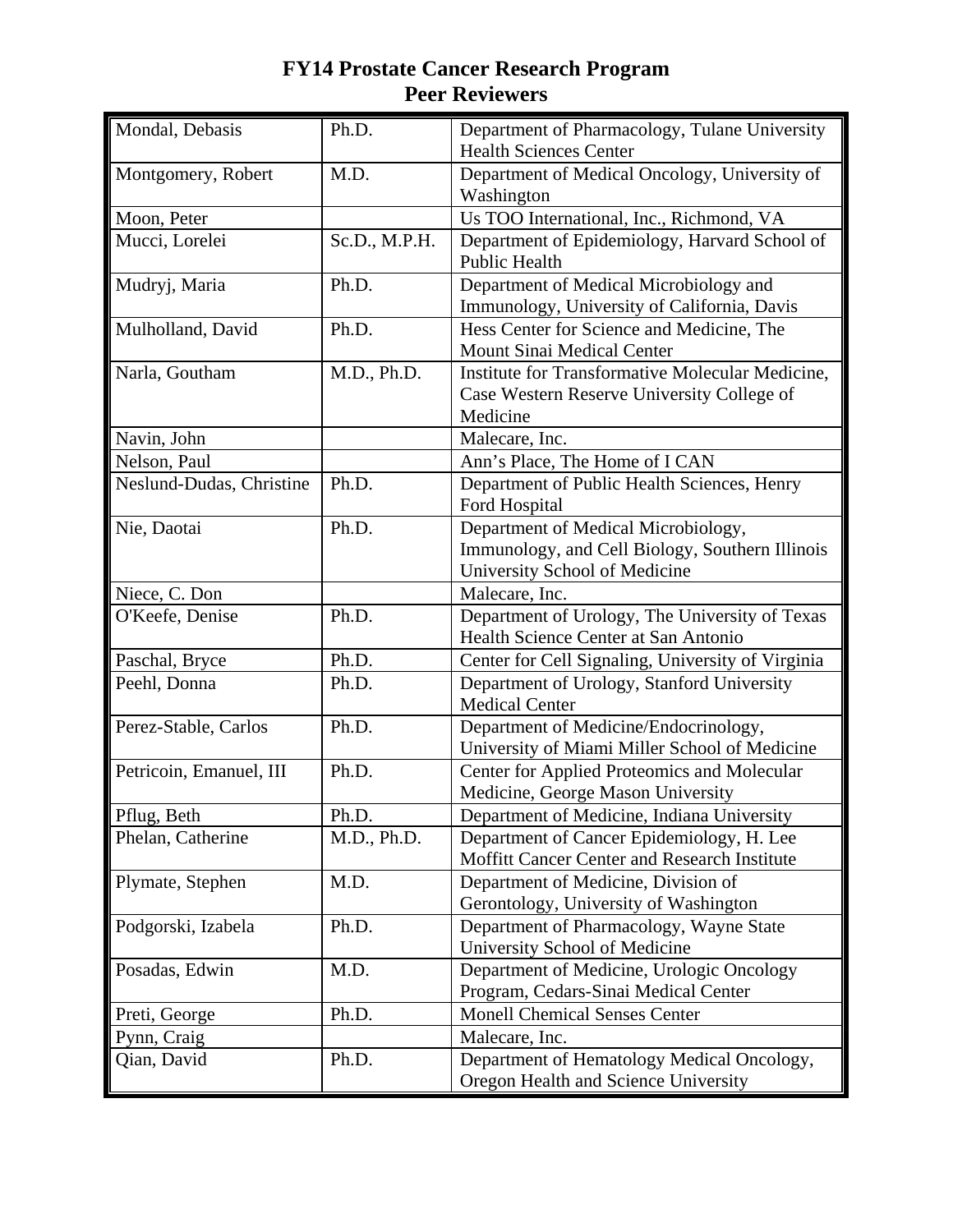# FY14 Prostate Cancer Research Program
## Peer Reviewers

| Name | Degree | Affiliation |
|---|---|---|
| Mondal, Debasis | Ph.D. | Department of Pharmacology, Tulane University Health Sciences Center |
| Montgomery, Robert | M.D. | Department of Medical Oncology, University of Washington |
| Moon, Peter | | Us TOO International, Inc., Richmond, VA |
| Mucci, Lorelei | Sc.D., M.P.H. | Department of Epidemiology, Harvard School of Public Health |
| Mudryj, Maria | Ph.D. | Department of Medical Microbiology and Immunology, University of California, Davis |
| Mulholland, David | Ph.D. | Hess Center for Science and Medicine, The Mount Sinai Medical Center |
| Narla, Goutham | M.D., Ph.D. | Institute for Transformative Molecular Medicine, Case Western Reserve University College of Medicine |
| Navin, John | | Malecare, Inc. |
| Nelson, Paul | | Ann's Place, The Home of I CAN |
| Neslund-Dudas, Christine | Ph.D. | Department of Public Health Sciences, Henry Ford Hospital |
| Nie, Daotai | Ph.D. | Department of Medical Microbiology, Immunology, and Cell Biology, Southern Illinois University School of Medicine |
| Niece, C. Don | | Malecare, Inc. |
| O'Keefe, Denise | Ph.D. | Department of Urology, The University of Texas Health Science Center at San Antonio |
| Paschal, Bryce | Ph.D. | Center for Cell Signaling, University of Virginia |
| Peehl, Donna | Ph.D. | Department of Urology, Stanford University Medical Center |
| Perez-Stable, Carlos | Ph.D. | Department of Medicine/Endocrinology, University of Miami Miller School of Medicine |
| Petricoin, Emanuel, III | Ph.D. | Center for Applied Proteomics and Molecular Medicine, George Mason University |
| Pflug, Beth | Ph.D. | Department of Medicine, Indiana University |
| Phelan, Catherine | M.D., Ph.D. | Department of Cancer Epidemiology, H. Lee Moffitt Cancer Center and Research Institute |
| Plymate, Stephen | M.D. | Department of Medicine, Division of Gerontology, University of Washington |
| Podgorski, Izabela | Ph.D. | Department of Pharmacology, Wayne State University School of Medicine |
| Posadas, Edwin | M.D. | Department of Medicine, Urologic Oncology Program, Cedars-Sinai Medical Center |
| Preti, George | Ph.D. | Monell Chemical Senses Center |
| Pynn, Craig | | Malecare, Inc. |
| Qian, David | Ph.D. | Department of Hematology Medical Oncology, Oregon Health and Science University |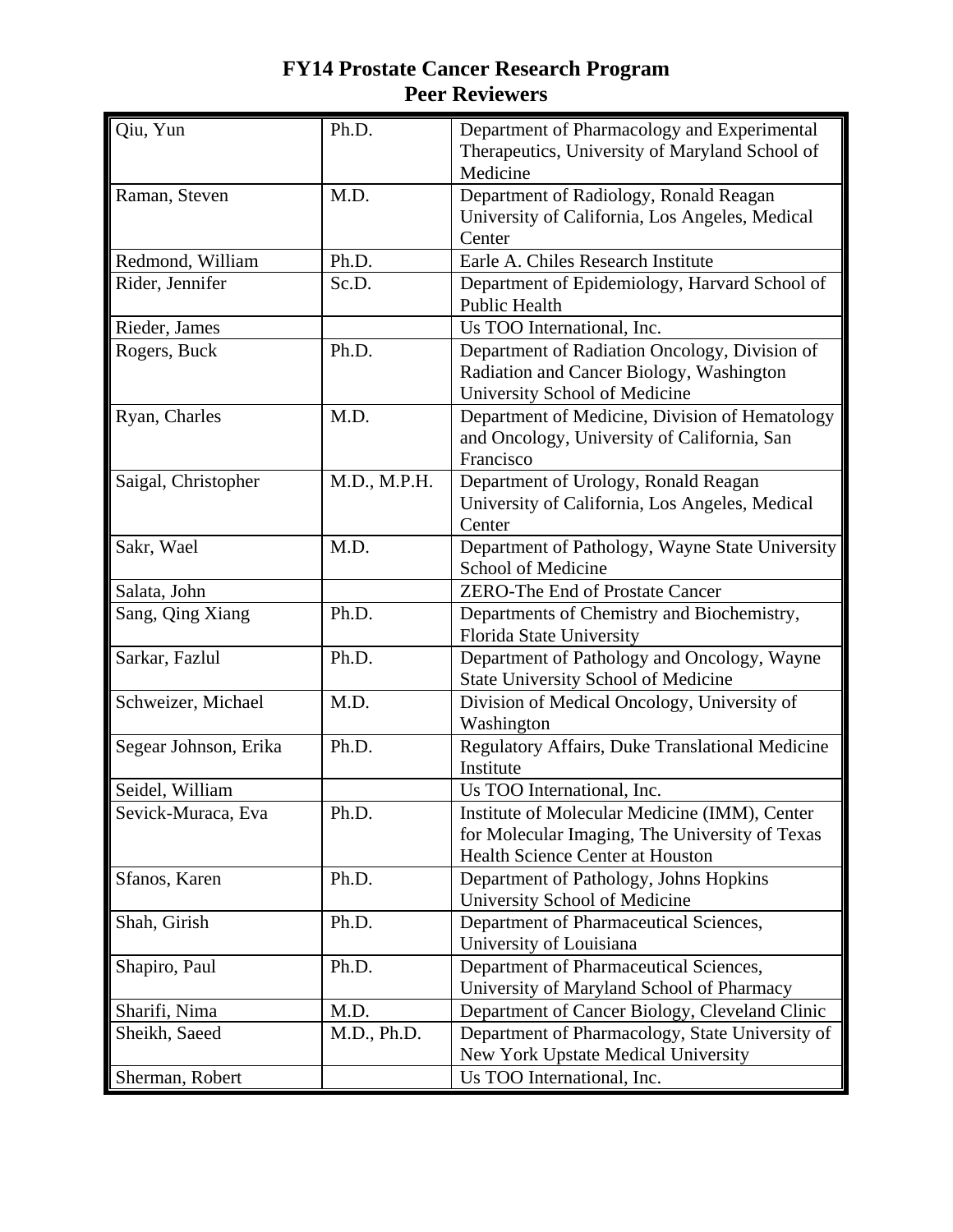# FY14 Prostate Cancer Research Program
## Peer Reviewers

| Name | Degree | Affiliation |
|---|---|---|
| Qiu, Yun | Ph.D. | Department of Pharmacology and Experimental Therapeutics, University of Maryland School of Medicine |
| Raman, Steven | M.D. | Department of Radiology, Ronald Reagan University of California, Los Angeles, Medical Center |
| Redmond, William | Ph.D. | Earle A. Chiles Research Institute |
| Rider, Jennifer | Sc.D. | Department of Epidemiology, Harvard School of Public Health |
| Rieder, James | | Us TOO International, Inc. |
| Rogers, Buck | Ph.D. | Department of Radiation Oncology, Division of Radiation and Cancer Biology, Washington University School of Medicine |
| Ryan, Charles | M.D. | Department of Medicine, Division of Hematology and Oncology, University of California, San Francisco |
| Saigal, Christopher | M.D., M.P.H. | Department of Urology, Ronald Reagan University of California, Los Angeles, Medical Center |
| Sakr, Wael | M.D. | Department of Pathology, Wayne State University School of Medicine |
| Salata, John | | ZERO-The End of Prostate Cancer |
| Sang, Qing Xiang | Ph.D. | Departments of Chemistry and Biochemistry, Florida State University |
| Sarkar, Fazlul | Ph.D. | Department of Pathology and Oncology, Wayne State University School of Medicine |
| Schweizer, Michael | M.D. | Division of Medical Oncology, University of Washington |
| Segear Johnson, Erika | Ph.D. | Regulatory Affairs, Duke Translational Medicine Institute |
| Seidel, William | | Us TOO International, Inc. |
| Sevick-Muraca, Eva | Ph.D. | Institute of Molecular Medicine (IMM), Center for Molecular Imaging, The University of Texas Health Science Center at Houston |
| Sfanos, Karen | Ph.D. | Department of Pathology, Johns Hopkins University School of Medicine |
| Shah, Girish | Ph.D. | Department of Pharmaceutical Sciences, University of Louisiana |
| Shapiro, Paul | Ph.D. | Department of Pharmaceutical Sciences, University of Maryland School of Pharmacy |
| Sharifi, Nima | M.D. | Department of Cancer Biology, Cleveland Clinic |
| Sheikh, Saeed | M.D., Ph.D. | Department of Pharmacology, State University of New York Upstate Medical University |
| Sherman, Robert | | Us TOO International, Inc. |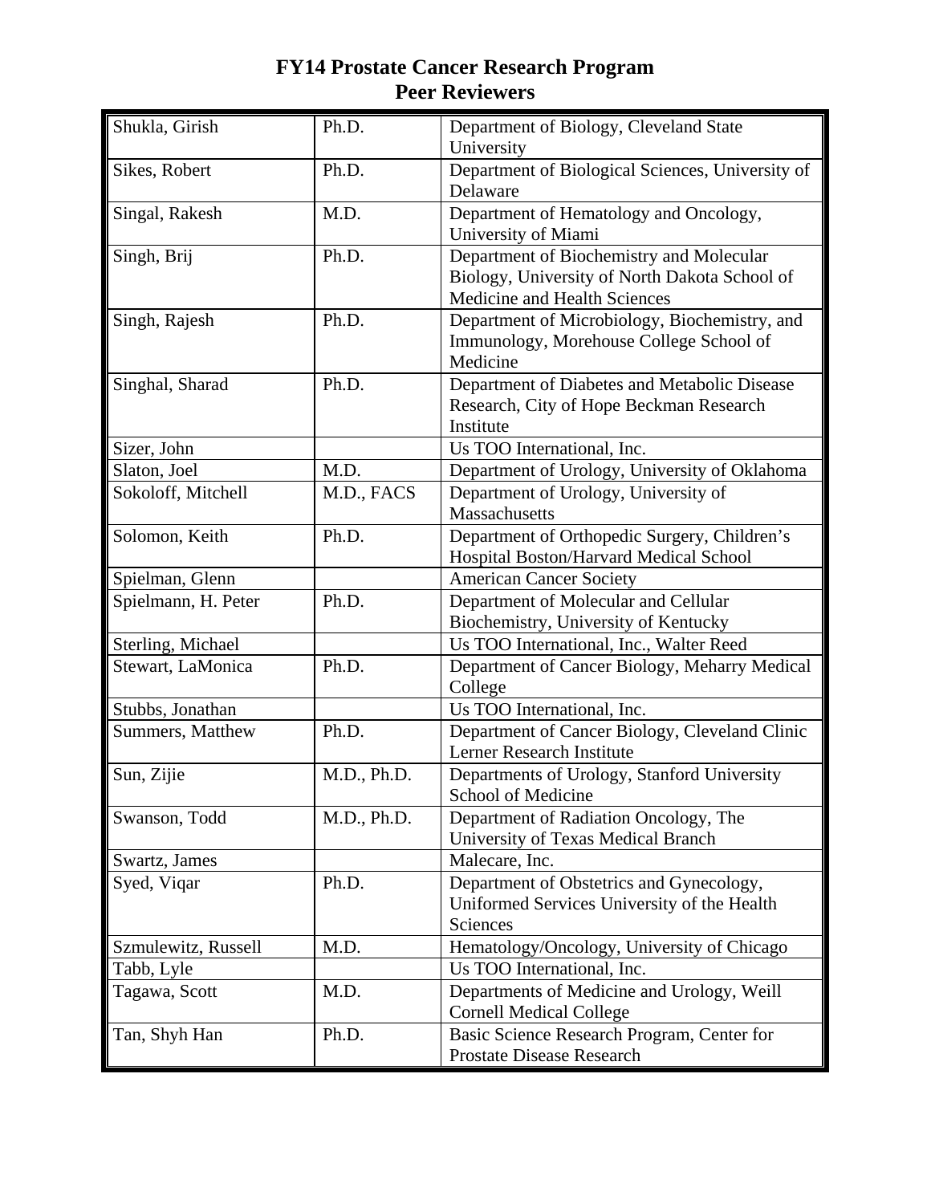# FY14 Prostate Cancer Research Program
## Peer Reviewers

| Name | Degree | Affiliation |
|---|---|---|
| Shukla, Girish | Ph.D. | Department of Biology, Cleveland State University |
| Sikes, Robert | Ph.D. | Department of Biological Sciences, University of Delaware |
| Singal, Rakesh | M.D. | Department of Hematology and Oncology, University of Miami |
| Singh, Brij | Ph.D. | Department of Biochemistry and Molecular Biology, University of North Dakota School of Medicine and Health Sciences |
| Singh, Rajesh | Ph.D. | Department of Microbiology, Biochemistry, and Immunology, Morehouse College School of Medicine |
| Singhal, Sharad | Ph.D. | Department of Diabetes and Metabolic Disease Research, City of Hope Beckman Research Institute |
| Sizer, John | | Us TOO International, Inc. |
| Slaton, Joel | M.D. | Department of Urology, University of Oklahoma |
| Sokoloff, Mitchell | M.D., FACS | Department of Urology, University of Massachusetts |
| Solomon, Keith | Ph.D. | Department of Orthopedic Surgery, Children's Hospital Boston/Harvard Medical School |
| Spielman, Glenn | | American Cancer Society |
| Spielmann, H. Peter | Ph.D. | Department of Molecular and Cellular Biochemistry, University of Kentucky |
| Sterling, Michael | | Us TOO International, Inc., Walter Reed |
| Stewart, LaMonica | Ph.D. | Department of Cancer Biology, Meharry Medical College |
| Stubbs, Jonathan | | Us TOO International, Inc. |
| Summers, Matthew | Ph.D. | Department of Cancer Biology, Cleveland Clinic Lerner Research Institute |
| Sun, Zijie | M.D., Ph.D. | Departments of Urology, Stanford University School of Medicine |
| Swanson, Todd | M.D., Ph.D. | Department of Radiation Oncology, The University of Texas Medical Branch |
| Swartz, James | | Malecare, Inc. |
| Syed, Viqar | Ph.D. | Department of Obstetrics and Gynecology, Uniformed Services University of the Health Sciences |
| Szmulewitz, Russell | M.D. | Hematology/Oncology, University of Chicago |
| Tabb, Lyle | | Us TOO International, Inc. |
| Tagawa, Scott | M.D. | Departments of Medicine and Urology, Weill Cornell Medical College |
| Tan, Shyh Han | Ph.D. | Basic Science Research Program, Center for Prostate Disease Research |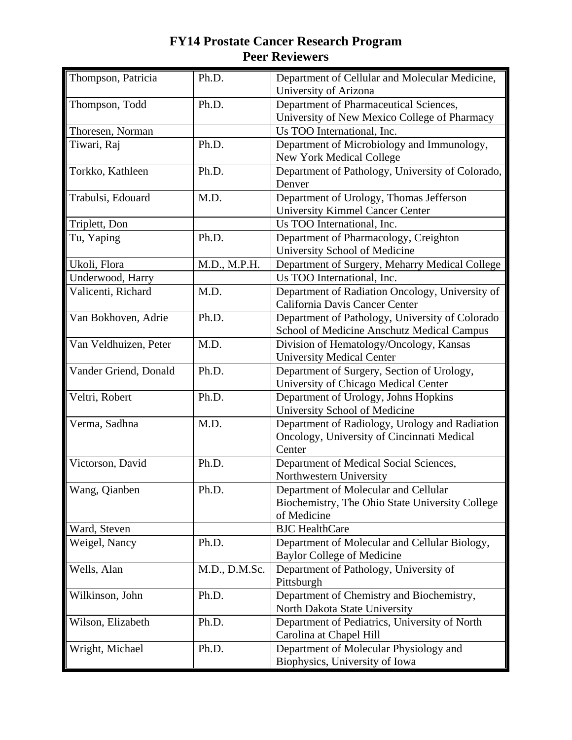# FY14 Prostate Cancer Research Program
## Peer Reviewers

| | | |
|---|---|---|
| Thompson, Patricia | Ph.D. | Department of Cellular and Molecular Medicine, University of Arizona |
| Thompson, Todd | Ph.D. | Department of Pharmaceutical Sciences, University of New Mexico College of Pharmacy |
| Thoresen, Norman | | Us TOO International, Inc. |
| Tiwari, Raj | Ph.D. | Department of Microbiology and Immunology, New York Medical College |
| Torkko, Kathleen | Ph.D. | Department of Pathology, University of Colorado, Denver |
| Trabulsi, Edouard | M.D. | Department of Urology, Thomas Jefferson University Kimmel Cancer Center |
| Triplett, Don | | Us TOO International, Inc. |
| Tu, Yaping | Ph.D. | Department of Pharmacology, Creighton University School of Medicine |
| Ukoli, Flora | M.D., M.P.H. | Department of Surgery, Meharry Medical College |
| Underwood, Harry | | Us TOO International, Inc. |
| Valicenti, Richard | M.D. | Department of Radiation Oncology, University of California Davis Cancer Center |
| Van Bokhoven, Adrie | Ph.D. | Department of Pathology, University of Colorado School of Medicine Anschutz Medical Campus |
| Van Veldhuizen, Peter | M.D. | Division of Hematology/Oncology, Kansas University Medical Center |
| Vander Griend, Donald | Ph.D. | Department of Surgery, Section of Urology, University of Chicago Medical Center |
| Veltri, Robert | Ph.D. | Department of Urology, Johns Hopkins University School of Medicine |
| Verma, Sadhna | M.D. | Department of Radiology, Urology and Radiation Oncology, University of Cincinnati Medical Center |
| Victorson, David | Ph.D. | Department of Medical Social Sciences, Northwestern University |
| Wang, Qianben | Ph.D. | Department of Molecular and Cellular Biochemistry, The Ohio State University College of Medicine |
| Ward, Steven | | BJC HealthCare |
| Weigel, Nancy | Ph.D. | Department of Molecular and Cellular Biology, Baylor College of Medicine |
| Wells, Alan | M.D., D.M.Sc. | Department of Pathology, University of Pittsburgh |
| Wilkinson, John | Ph.D. | Department of Chemistry and Biochemistry, North Dakota State University |
| Wilson, Elizabeth | Ph.D. | Department of Pediatrics, University of North Carolina at Chapel Hill |
| Wright, Michael | Ph.D. | Department of Molecular Physiology and Biophysics, University of Iowa |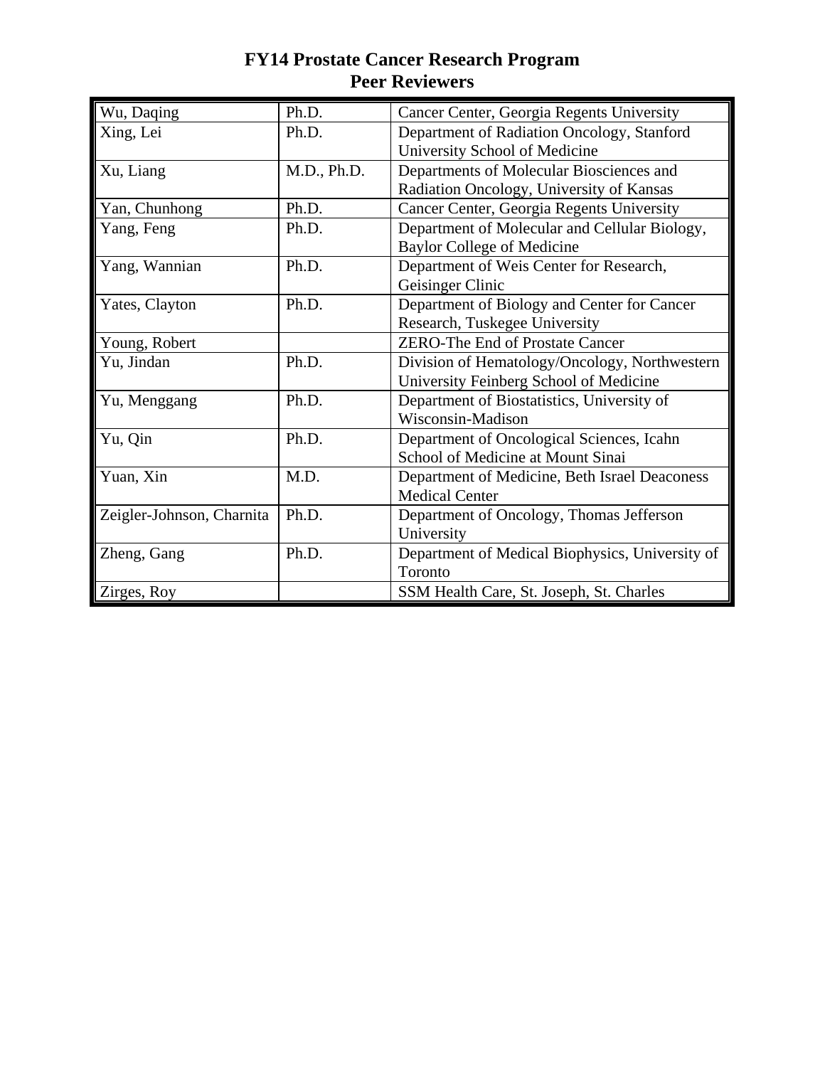# FY14 Prostate Cancer Research Program
## Peer Reviewers

| | | |
|---|---|---|
| Wu, Daqing | Ph.D. | Cancer Center, Georgia Regents University |
| Xing, Lei | Ph.D. | Department of Radiation Oncology, Stanford University School of Medicine |
| Xu, Liang | M.D., Ph.D. | Departments of Molecular Biosciences and Radiation Oncology, University of Kansas |
| Yan, Chunhong | Ph.D. | Cancer Center, Georgia Regents University |
| Yang, Feng | Ph.D. | Department of Molecular and Cellular Biology, Baylor College of Medicine |
| Yang, Wannian | Ph.D. | Department of Weis Center for Research, Geisinger Clinic |
| Yates, Clayton | Ph.D. | Department of Biology and Center for Cancer Research, Tuskegee University |
| Young, Robert | | ZERO-The End of Prostate Cancer |
| Yu, Jindan | Ph.D. | Division of Hematology/Oncology, Northwestern University Feinberg School of Medicine |
| Yu, Menggang | Ph.D. | Department of Biostatistics, University of Wisconsin-Madison |
| Yu, Qin | Ph.D. | Department of Oncological Sciences, Icahn School of Medicine at Mount Sinai |
| Yuan, Xin | M.D. | Department of Medicine, Beth Israel Deaconess Medical Center |
| Zeigler-Johnson, Charnita | Ph.D. | Department of Oncology, Thomas Jefferson University |
| Zheng, Gang | Ph.D. | Department of Medical Biophysics, University of Toronto |
| Zirges, Roy | | SSM Health Care, St. Joseph, St. Charles |